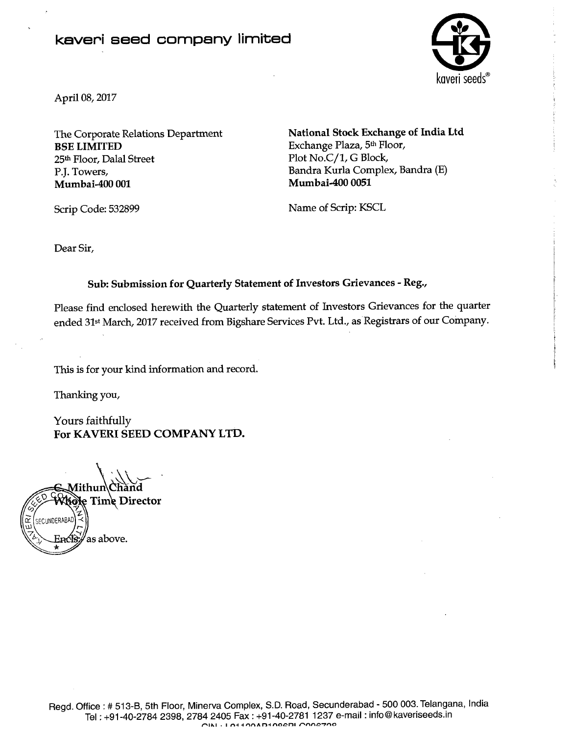# kaveri seed company limited

April 08, 2017

The Corporate Relations Department
**BSE LIMITED**
25th Floor, Dalal Street
P.J. Towers,
**Mumbai-400 001**

Scrip Code: 532899

**National Stock Exchange of India Ltd**
Exchange Plaza, 5th Floor,
Plot No.C/1, G Block,
Bandra Kurla Complex, Bandra (E)
**Mumbai-400 0051**

Name of Scrip: KSCL

Dear Sir,

**Sub: Submission for Quarterly Statement of Investors Grievances - Reg.,**

Please find enclosed herewith the Quarterly statement of Investors Grievances for the quarter ended 31st March, 2017 received from Bigshare Services Pvt. Ltd., as Registrars of our Company.

This is for your kind information and record.

Thanking you,

Yours faithfully
**For KAVERI SEED COMPANY LTD.**

**C. Mithun Chand**
**Whole Time Director**

Encls: as above.

Regd. Office : # 513-B, 5th Floor, Minerva Complex, S.D. Road, Secunderabad - 500 003. Telangana, India
Tel : +91-40-2784 2398, 2784 2405 Fax : +91-40-2781 1237 e-mail : info@kaveriseeds.in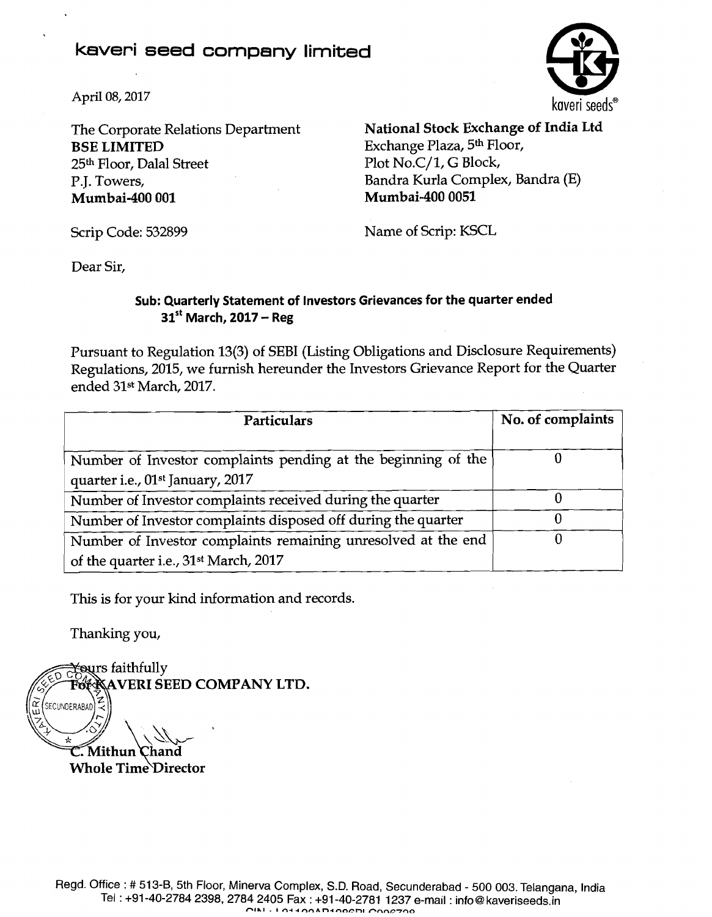# kaveri seed company limited

kaveri seeds®

April 08, 2017

The Corporate Relations Department
**BSE LIMITED**
25th Floor, Dalal Street
P.J. Towers,
**Mumbai-400 001**

Scrip Code: 532899

**National Stock Exchange of India Ltd**
Exchange Plaza, 5th Floor,
Plot No.C/1, G Block,
Bandra Kurla Complex, Bandra (E)
**Mumbai-400 0051**

Name of Scrip: KSCL

Dear Sir,

**Sub: Quarterly Statement of Investors Grievances for the quarter ended 31st March, 2017 – Reg**

Pursuant to Regulation 13(3) of SEBI (Listing Obligations and Disclosure Requirements) Regulations, 2015, we furnish hereunder the Investors Grievance Report for the Quarter ended 31st March, 2017.

| Particulars | No. of complaints |
|---|---|
| Number of Investor complaints pending at the beginning of the quarter i.e., 01st January, 2017 | 0 |
| Number of Investor complaints received during the quarter | 0 |
| Number of Investor complaints disposed off during the quarter | 0 |
| Number of Investor complaints remaining unresolved at the end of the quarter i.e., 31st March, 2017 | 0 |

This is for your kind information and records.

Thanking you,

Yours faithfully
**For KAVERI SEED COMPANY LTD.**

**C. Mithun Chand**
**Whole Time Director**

Regd. Office : # 513-B, 5th Floor, Minerva Complex, S.D. Road, Secunderabad - 500 003. Telangana, India
Tel : +91-40-2784 2398, 2784 2405 Fax : +91-40-2781 1237 e-mail : info@kaveriseeds.in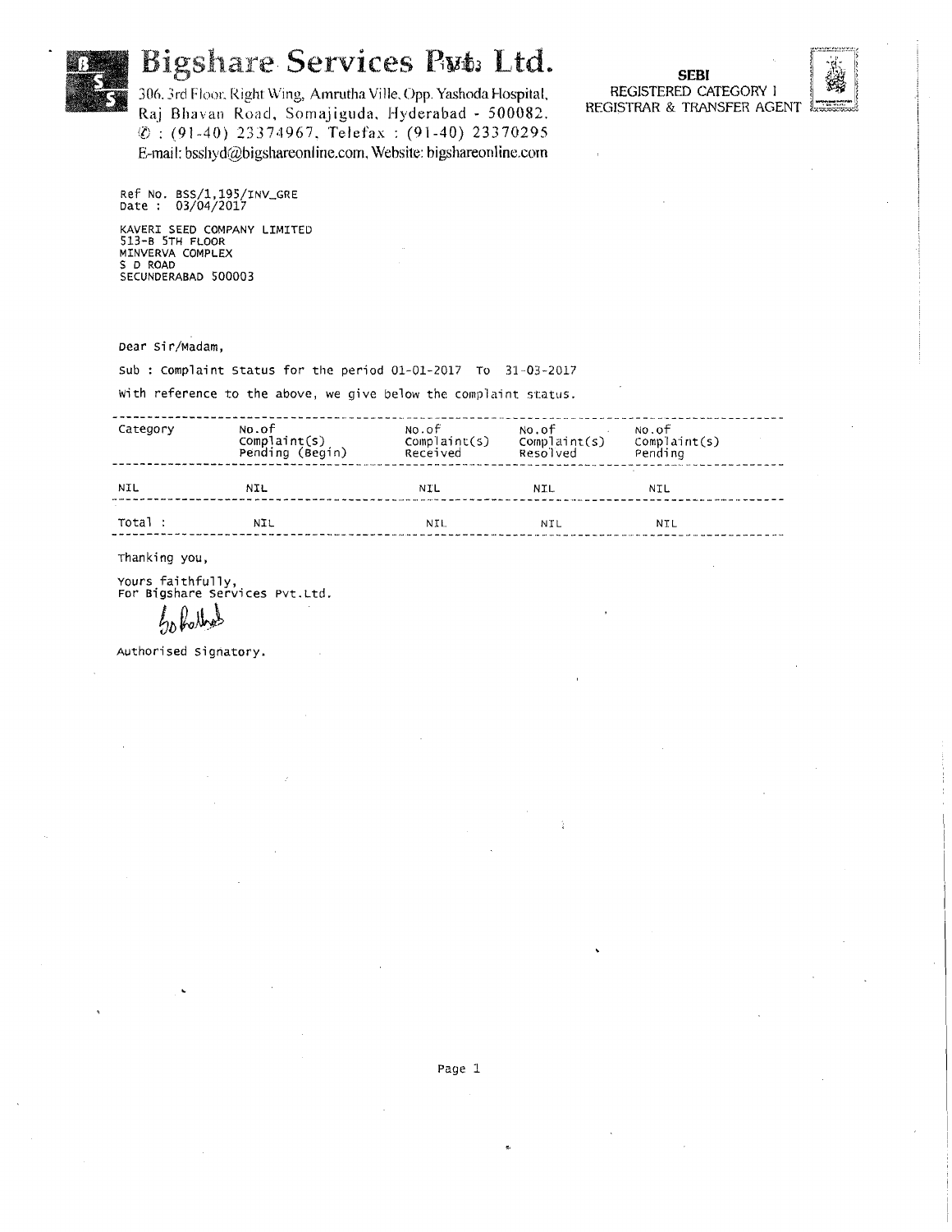# Bigshare Services Pvt. Ltd.

306, 3rd Floor, Right Wing, Amrutha Ville, Opp. Yashoda Hospital, Raj Bhavan Road, Somajiguda, Hyderabad - 500082.
✆ : (91-40) 23374967, Telefax : (91-40) 23370295
E-mail: bsshyd@bigshareonline.com, Website: bigshareonline.com

**SEBI**
REGISTERED CATEGORY I
REGISTRAR & TRANSFER AGENT

Ref No. BSS/1,195/INV_GRE
Date : 03/04/2017

KAVERI SEED COMPANY LIMITED
513-B 5TH FLOOR
MINVERVA COMPLEX
S D ROAD
SECUNDERABAD 500003

Dear Sir/Madam,

Sub : Complaint Status for the period 01-01-2017 To 31-03-2017

With reference to the above, we give below the complaint status.

| Category | No.of Complaint(s) Pending (Begin) | No.of Complaint(s) Received | No.of Complaint(s) Resolved | No.of Complaint(s) Pending |
|---|---|---|---|---|
| NIL | NIL | NIL | NIL | NIL |
| Total : | NIL | NIL | NIL | NIL |

Thanking you,

Yours faithfully,
For Bigshare Services Pvt.Ltd.

Authorised Signatory.